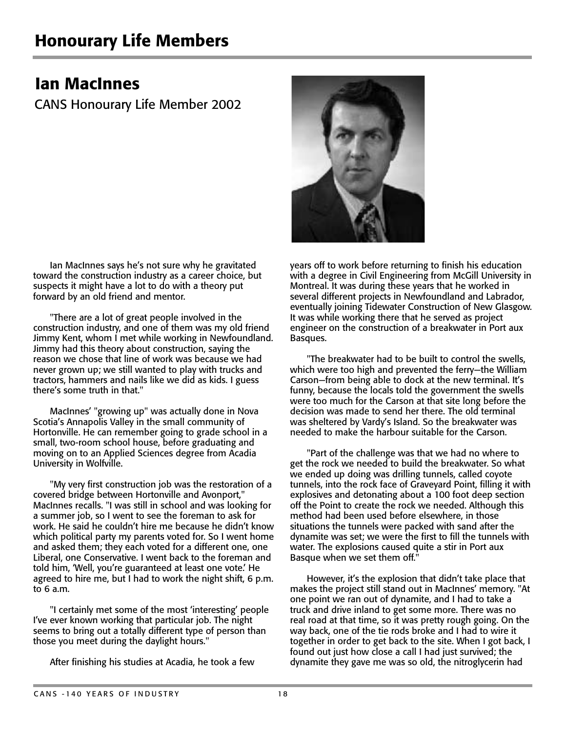# Honourary Life Members

## Ian MacInnes

CANS Honourary Life Member 2002

Ian MacInnes says he's not sure why he gravitated toward the construction industry as a career choice, but suspects it might have a lot to do with a theory put forward by an old friend and mentor.

"There are a lot of great people involved in the construction industry, and one of them was my old friend Jimmy Kent, whom I met while working in Newfoundland. Jimmy had this theory about construction, saying the reason we chose that line of work was because we had never grown up; we still wanted to play with trucks and tractors, hammers and nails like we did as kids. I guess there's some truth in that."

MacInnes' "growing up" was actually done in Nova Scotia's Annapolis Valley in the small community of Hortonville. He can remember going to grade school in a small, two-room school house, before graduating and moving on to an Applied Sciences degree from Acadia University in Wolfville.

"My very first construction job was the restoration of a covered bridge between Hortonville and Avonport," MacInnes recalls. "I was still in school and was looking for a summer job, so I went to see the foreman to ask for work. He said he couldn't hire me because he didn't know which political party my parents voted for. So I went home and asked them; they each voted for a different one, one Liberal, one Conservative. I went back to the foreman and told him, 'Well, you're guaranteed at least one vote.' He agreed to hire me, but I had to work the night shift, 6 p.m. to 6 a.m.

"I certainly met some of the most 'interesting' people I've ever known working that particular job. The night seems to bring out a totally different type of person than those you meet during the daylight hours."

After finishing his studies at Acadia, he took a few years off to work before returning to finish his education with a degree in Civil Engineering from McGill University in Montreal. It was during these years that he worked in several different projects in Newfoundland and Labrador, eventually joining Tidewater Construction of New Glasgow. It was while working there that he served as project engineer on the construction of a breakwater in Port aux Basques.

"The breakwater had to be built to control the swells, which were too high and prevented the ferry—the William Carson—from being able to dock at the new terminal. It's funny, because the locals told the government the swells were too much for the Carson at that site long before the decision was made to send her there. The old terminal was sheltered by Vardy's Island. So the breakwater was needed to make the harbour suitable for the Carson.

"Part of the challenge was that we had no where to get the rock we needed to build the breakwater. So what we ended up doing was drilling tunnels, called coyote tunnels, into the rock face of Graveyard Point, filling it with explosives and detonating about a 100 foot deep section off the Point to create the rock we needed. Although this method had been used before elsewhere, in those situations the tunnels were packed with sand after the dynamite was set; we were the first to fill the tunnels with water. The explosions caused quite a stir in Port aux Basque when we set them off."

However, it's the explosion that didn't take place that makes the project still stand out in MacInnes' memory. "At one point we ran out of dynamite, and I had to take a truck and drive inland to get some more. There was no real road at that time, so it was pretty rough going. On the way back, one of the tie rods broke and I had to wire it together in order to get back to the site. When I got back, I found out just how close a call I had just survived; the dynamite they gave me was so old, the nitroglycerin had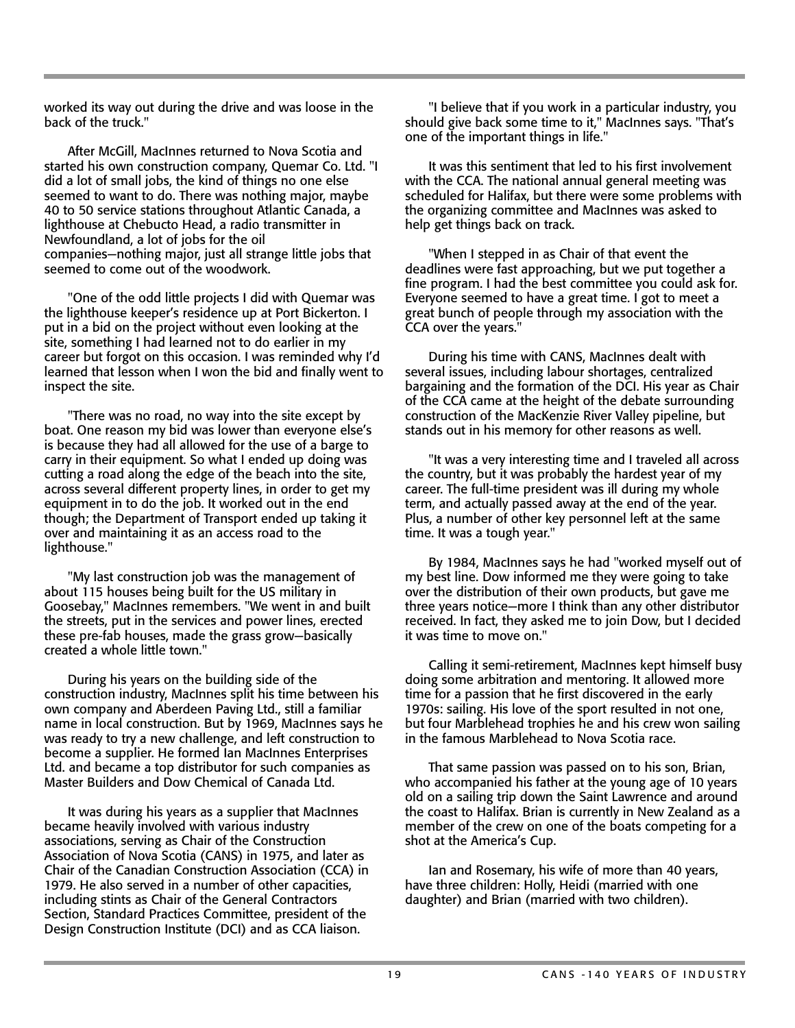worked its way out during the drive and was loose in the back of the truck."

After McGill, MacInnes returned to Nova Scotia and started his own construction company, Quemar Co. Ltd. "I did a lot of small jobs, the kind of things no one else seemed to want to do. There was nothing major, maybe 40 to 50 service stations throughout Atlantic Canada, a lighthouse at Chebucto Head, a radio transmitter in Newfoundland, a lot of jobs for the oil companies—nothing major, just all strange little jobs that seemed to come out of the woodwork.

"One of the odd little projects I did with Quemar was the lighthouse keeper's residence up at Port Bickerton. I put in a bid on the project without even looking at the site, something I had learned not to do earlier in my career but forgot on this occasion. I was reminded why I'd learned that lesson when I won the bid and finally went to inspect the site.

"There was no road, no way into the site except by boat. One reason my bid was lower than everyone else's is because they had all allowed for the use of a barge to carry in their equipment. So what I ended up doing was cutting a road along the edge of the beach into the site, across several different property lines, in order to get my equipment in to do the job. It worked out in the end though; the Department of Transport ended up taking it over and maintaining it as an access road to the lighthouse."

"My last construction job was the management of about 115 houses being built for the US military in Goosebay," MacInnes remembers. "We went in and built the streets, put in the services and power lines, erected these pre-fab houses, made the grass grow—basically created a whole little town."

During his years on the building side of the construction industry, MacInnes split his time between his own company and Aberdeen Paving Ltd., still a familiar name in local construction. But by 1969, MacInnes says he was ready to try a new challenge, and left construction to become a supplier. He formed Ian MacInnes Enterprises Ltd. and became a top distributor for such companies as Master Builders and Dow Chemical of Canada Ltd.

It was during his years as a supplier that MacInnes became heavily involved with various industry associations, serving as Chair of the Construction Association of Nova Scotia (CANS) in 1975, and later as Chair of the Canadian Construction Association (CCA) in 1979. He also served in a number of other capacities, including stints as Chair of the General Contractors Section, Standard Practices Committee, president of the Design Construction Institute (DCI) and as CCA liaison.

"I believe that if you work in a particular industry, you should give back some time to it," MacInnes says. "That's one of the important things in life."

It was this sentiment that led to his first involvement with the CCA. The national annual general meeting was scheduled for Halifax, but there were some problems with the organizing committee and MacInnes was asked to help get things back on track.

"When I stepped in as Chair of that event the deadlines were fast approaching, but we put together a fine program. I had the best committee you could ask for. Everyone seemed to have a great time. I got to meet a great bunch of people through my association with the CCA over the years."

During his time with CANS, MacInnes dealt with several issues, including labour shortages, centralized bargaining and the formation of the DCI. His year as Chair of the CCA came at the height of the debate surrounding construction of the MacKenzie River Valley pipeline, but stands out in his memory for other reasons as well.

"It was a very interesting time and I traveled all across the country, but it was probably the hardest year of my career. The full-time president was ill during my whole term, and actually passed away at the end of the year. Plus, a number of other key personnel left at the same time. It was a tough year."

By 1984, MacInnes says he had "worked myself out of my best line. Dow informed me they were going to take over the distribution of their own products, but gave me three years notice—more I think than any other distributor received. In fact, they asked me to join Dow, but I decided it was time to move on."

Calling it semi-retirement, MacInnes kept himself busy doing some arbitration and mentoring. It allowed more time for a passion that he first discovered in the early 1970s: sailing. His love of the sport resulted in not one, but four Marblehead trophies he and his crew won sailing in the famous Marblehead to Nova Scotia race.

That same passion was passed on to his son, Brian, who accompanied his father at the young age of 10 years old on a sailing trip down the Saint Lawrence and around the coast to Halifax. Brian is currently in New Zealand as a member of the crew on one of the boats competing for a shot at the America's Cup.

Ian and Rosemary, his wife of more than 40 years, have three children: Holly, Heidi (married with one daughter) and Brian (married with two children).